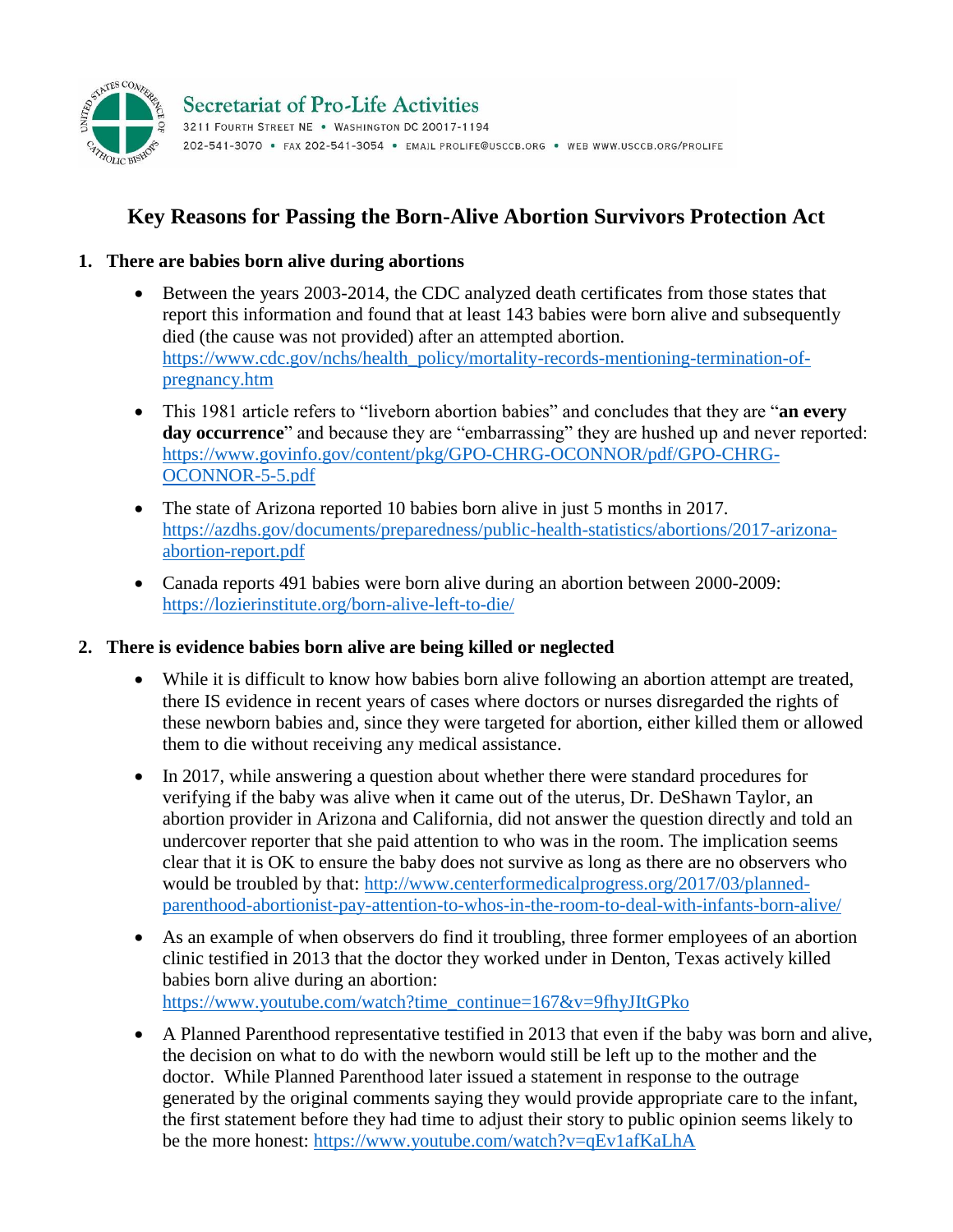Secretariat of Pro-Life Activities

3211 Fourth Street NE • Washington DC 20017-1194

202-541-3070 • Fax 202-541-3054 • Email prolife@usccb.org • Web www.usccb.org/prolife

# Key Reasons for Passing the Born-Alive Abortion Survivors Protection Act

1. **There are babies born alive during abortions**

   - Between the years 2003-2014, the CDC analyzed death certificates from those states that report this information and found that at least 143 babies were born alive and subsequently died (the cause was not provided) after an attempted abortion. https://www.cdc.gov/nchs/health_policy/mortality-records-mentioning-termination-of-pregnancy.htm
   - This 1981 article refers to "liveborn abortion babies" and concludes that they are "**an every day occurrence**" and because they are "embarrassing" they are hushed up and never reported: https://www.govinfo.gov/content/pkg/GPO-CHRG-OCONNOR/pdf/GPO-CHRG-OCONNOR-5-5.pdf
   - The state of Arizona reported 10 babies born alive in just 5 months in 2017. https://azdhs.gov/documents/preparedness/public-health-statistics/abortions/2017-arizona-abortion-report.pdf
   - Canada reports 491 babies were born alive during an abortion between 2000-2009: https://lozierinstitute.org/born-alive-left-to-die/

2. **There is evidence babies born alive are being killed or neglected**

   - While it is difficult to know how babies born alive following an abortion attempt are treated, there IS evidence in recent years of cases where doctors or nurses disregarded the rights of these newborn babies and, since they were targeted for abortion, either killed them or allowed them to die without receiving any medical assistance.
   - In 2017, while answering a question about whether there were standard procedures for verifying if the baby was alive when it came out of the uterus, Dr. DeShawn Taylor, an abortion provider in Arizona and California, did not answer the question directly and told an undercover reporter that she paid attention to who was in the room. The implication seems clear that it is OK to ensure the baby does not survive as long as there are no observers who would be troubled by that: http://www.centerformedicalprogress.org/2017/03/planned-parenthood-abortionist-pay-attention-to-whos-in-the-room-to-deal-with-infants-born-alive/
   - As an example of when observers do find it troubling, three former employees of an abortion clinic testified in 2013 that the doctor they worked under in Denton, Texas actively killed babies born alive during an abortion: https://www.youtube.com/watch?time_continue=167&v=9fhyJItGPko
   - A Planned Parenthood representative testified in 2013 that even if the baby was born and alive, the decision on what to do with the newborn would still be left up to the mother and the doctor. While Planned Parenthood later issued a statement in response to the outrage generated by the original comments saying they would provide appropriate care to the infant, the first statement before they had time to adjust their story to public opinion seems likely to be the more honest: https://www.youtube.com/watch?v=qEv1afKaLhA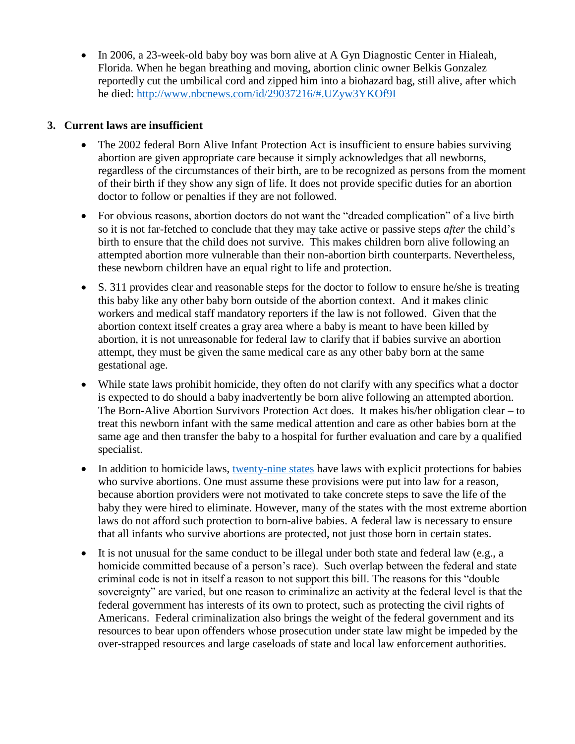- In 2006, a 23-week-old baby boy was born alive at A Gyn Diagnostic Center in Hialeah, Florida. When he began breathing and moving, abortion clinic owner Belkis Gonzalez reportedly cut the umbilical cord and zipped him into a biohazard bag, still alive, after which he died: http://www.nbcnews.com/id/29037216/#.UZyw3YKOf9I

**3. Current laws are insufficient**

- The 2002 federal Born Alive Infant Protection Act is insufficient to ensure babies surviving abortion are given appropriate care because it simply acknowledges that all newborns, regardless of the circumstances of their birth, are to be recognized as persons from the moment of their birth if they show any sign of life. It does not provide specific duties for an abortion doctor to follow or penalties if they are not followed.
- For obvious reasons, abortion doctors do not want the "dreaded complication" of a live birth so it is not far-fetched to conclude that they may take active or passive steps *after* the child's birth to ensure that the child does not survive. This makes children born alive following an attempted abortion more vulnerable than their non-abortion birth counterparts. Nevertheless, these newborn children have an equal right to life and protection.
- S. 311 provides clear and reasonable steps for the doctor to follow to ensure he/she is treating this baby like any other baby born outside of the abortion context. And it makes clinic workers and medical staff mandatory reporters if the law is not followed. Given that the abortion context itself creates a gray area where a baby is meant to have been killed by abortion, it is not unreasonable for federal law to clarify that if babies survive an abortion attempt, they must be given the same medical care as any other baby born at the same gestational age.
- While state laws prohibit homicide, they often do not clarify with any specifics what a doctor is expected to do should a baby inadvertently be born alive following an attempted abortion. The Born-Alive Abortion Survivors Protection Act does. It makes his/her obligation clear – to treat this newborn infant with the same medical attention and care as other babies born at the same age and then transfer the baby to a hospital for further evaluation and care by a qualified specialist.
- In addition to homicide laws, twenty-nine states have laws with explicit protections for babies who survive abortions. One must assume these provisions were put into law for a reason, because abortion providers were not motivated to take concrete steps to save the life of the baby they were hired to eliminate. However, many of the states with the most extreme abortion laws do not afford such protection to born-alive babies. A federal law is necessary to ensure that all infants who survive abortions are protected, not just those born in certain states.
- It is not unusual for the same conduct to be illegal under both state and federal law (e.g., a homicide committed because of a person's race). Such overlap between the federal and state criminal code is not in itself a reason to not support this bill. The reasons for this "double sovereignty" are varied, but one reason to criminalize an activity at the federal level is that the federal government has interests of its own to protect, such as protecting the civil rights of Americans. Federal criminalization also brings the weight of the federal government and its resources to bear upon offenders whose prosecution under state law might be impeded by the over-strapped resources and large caseloads of state and local law enforcement authorities.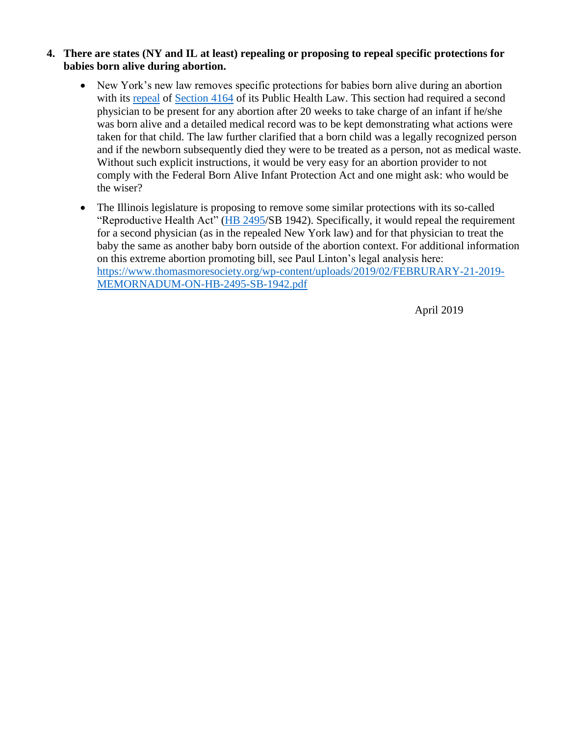4. **There are states (NY and IL at least) repealing or proposing to repeal specific protections for babies born alive during abortion.**

   - New York's new law removes specific protections for babies born alive during an abortion with its repeal of Section 4164 of its Public Health Law. This section had required a second physician to be present for any abortion after 20 weeks to take charge of an infant if he/she was born alive and a detailed medical record was to be kept demonstrating what actions were taken for that child. The law further clarified that a born child was a legally recognized person and if the newborn subsequently died they were to be treated as a person, not as medical waste. Without such explicit instructions, it would be very easy for an abortion provider to not comply with the Federal Born Alive Infant Protection Act and one might ask: who would be the wiser?
   - The Illinois legislature is proposing to remove some similar protections with its so-called "Reproductive Health Act" (HB 2495/SB 1942). Specifically, it would repeal the requirement for a second physician (as in the repealed New York law) and for that physician to treat the baby the same as another baby born outside of the abortion context. For additional information on this extreme abortion promoting bill, see Paul Linton's legal analysis here: https://www.thomasmoresociety.org/wp-content/uploads/2019/02/FEBRURARY-21-2019-MEMORNADUM-ON-HB-2495-SB-1942.pdf

April 2019